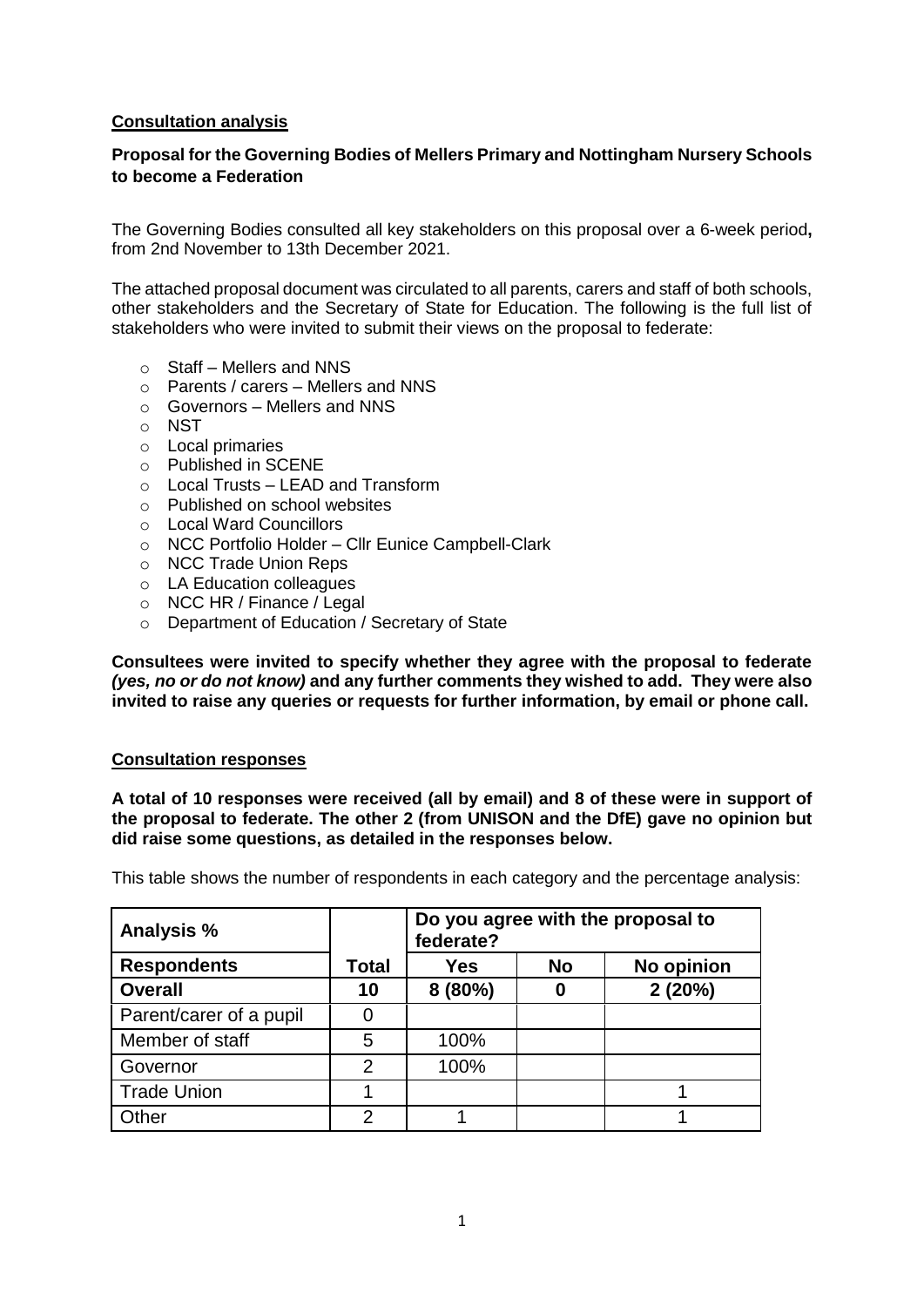## Consultation analysis

### Proposal for the Governing Bodies of Mellers Primary and Nottingham Nursery Schools to become a Federation

The Governing Bodies consulted all key stakeholders on this proposal over a 6-week period**,** from 2nd November to 13th December 2021.

The attached proposal document was circulated to all parents, carers and staff of both schools, other stakeholders and the Secretary of State for Education. The following is the full list of stakeholders who were invited to submit their views on the proposal to federate:

- Staff – Mellers and NNS
- Parents / carers – Mellers and NNS
- Governors – Mellers and NNS
- NST
- Local primaries
- Published in SCENE
- Local Trusts – LEAD and Transform
- Published on school websites
- Local Ward Councillors
- NCC Portfolio Holder – Cllr Eunice Campbell-Clark
- NCC Trade Union Reps
- LA Education colleagues
- NCC HR / Finance / Legal
- Department of Education / Secretary of State

**Consultees were invited to specify whether they agree with the proposal to federate *(yes, no or do not know)* and any further comments they wished to add. They were also invited to raise any queries or requests for further information, by email or phone call.**

## Consultation responses

**A total of 10 responses were received (all by email) and 8 of these were in support of the proposal to federate. The other 2 (from UNISON and the DfE) gave no opinion but did raise some questions, as detailed in the responses below.**

This table shows the number of respondents in each category and the percentage analysis:

| **Analysis %** | | **Do you agree with the proposal to federate?** | | |
|---|---|---|---|---|
| **Respondents** | **Total** | **Yes** | **No** | **No opinion** |
| **Overall** | **10** | **8 (80%)** | **0** | **2 (20%)** |
| Parent/carer of a pupil | 0 | | | |
| Member of staff | 5 | 100% | | |
| Governor | 2 | 100% | | |
| Trade Union | 1 | | | 1 |
| Other | 2 | 1 | | 1 |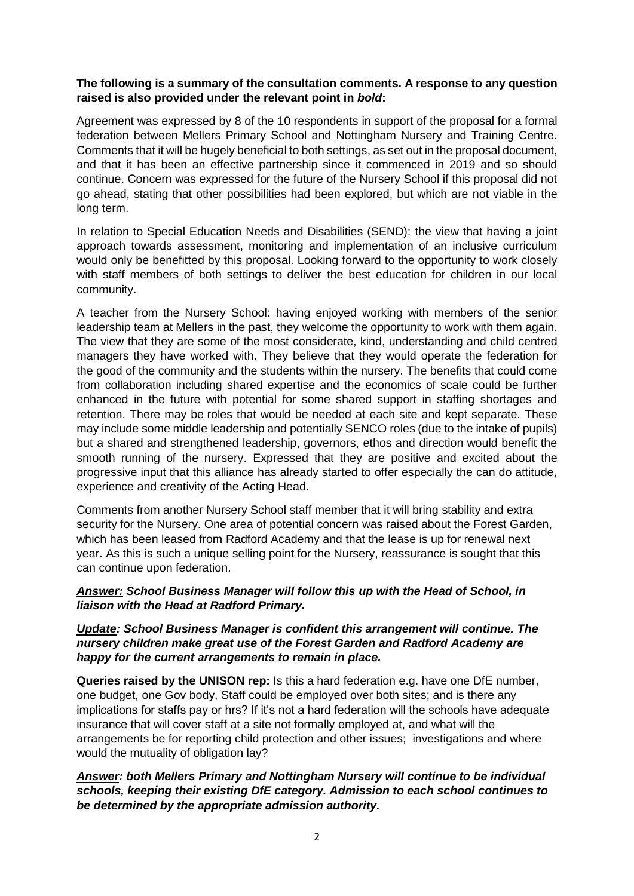**The following is a summary of the consultation comments. A response to any question raised is also provided under the relevant point in *bold*:**

Agreement was expressed by 8 of the 10 respondents in support of the proposal for a formal federation between Mellers Primary School and Nottingham Nursery and Training Centre. Comments that it will be hugely beneficial to both settings, as set out in the proposal document, and that it has been an effective partnership since it commenced in 2019 and so should continue. Concern was expressed for the future of the Nursery School if this proposal did not go ahead, stating that other possibilities had been explored, but which are not viable in the long term.

In relation to Special Education Needs and Disabilities (SEND): the view that having a joint approach towards assessment, monitoring and implementation of an inclusive curriculum would only be benefitted by this proposal. Looking forward to the opportunity to work closely with staff members of both settings to deliver the best education for children in our local community.

A teacher from the Nursery School: having enjoyed working with members of the senior leadership team at Mellers in the past, they welcome the opportunity to work with them again. The view that they are some of the most considerate, kind, understanding and child centred managers they have worked with. They believe that they would operate the federation for the good of the community and the students within the nursery. The benefits that could come from collaboration including shared expertise and the economics of scale could be further enhanced in the future with potential for some shared support in staffing shortages and retention. There may be roles that would be needed at each site and kept separate. These may include some middle leadership and potentially SENCO roles (due to the intake of pupils) but a shared and strengthened leadership, governors, ethos and direction would benefit the smooth running of the nursery. Expressed that they are positive and excited about the progressive input that this alliance has already started to offer especially the can do attitude, experience and creativity of the Acting Head.

Comments from another Nursery School staff member that it will bring stability and extra security for the Nursery. One area of potential concern was raised about the Forest Garden, which has been leased from Radford Academy and that the lease is up for renewal next year. As this is such a unique selling point for the Nursery, reassurance is sought that this can continue upon federation.

***Answer:* *School Business Manager will follow this up with the Head of School, in liaison with the Head at Radford Primary.***

***Update*: *School Business Manager is confident this arrangement will continue. The nursery children make great use of the Forest Garden and Radford Academy are happy for the current arrangements to remain in place.***

**Queries raised by the UNISON rep:** Is this a hard federation e.g. have one DfE number, one budget, one Gov body, Staff could be employed over both sites; and is there any implications for staffs pay or hrs? If it's not a hard federation will the schools have adequate insurance that will cover staff at a site not formally employed at, and what will the arrangements be for reporting child protection and other issues; investigations and where would the mutuality of obligation lay?

***Answer*: *both Mellers Primary and Nottingham Nursery will continue to be individual schools, keeping their existing DfE category. Admission to each school continues to be determined by the appropriate admission authority.***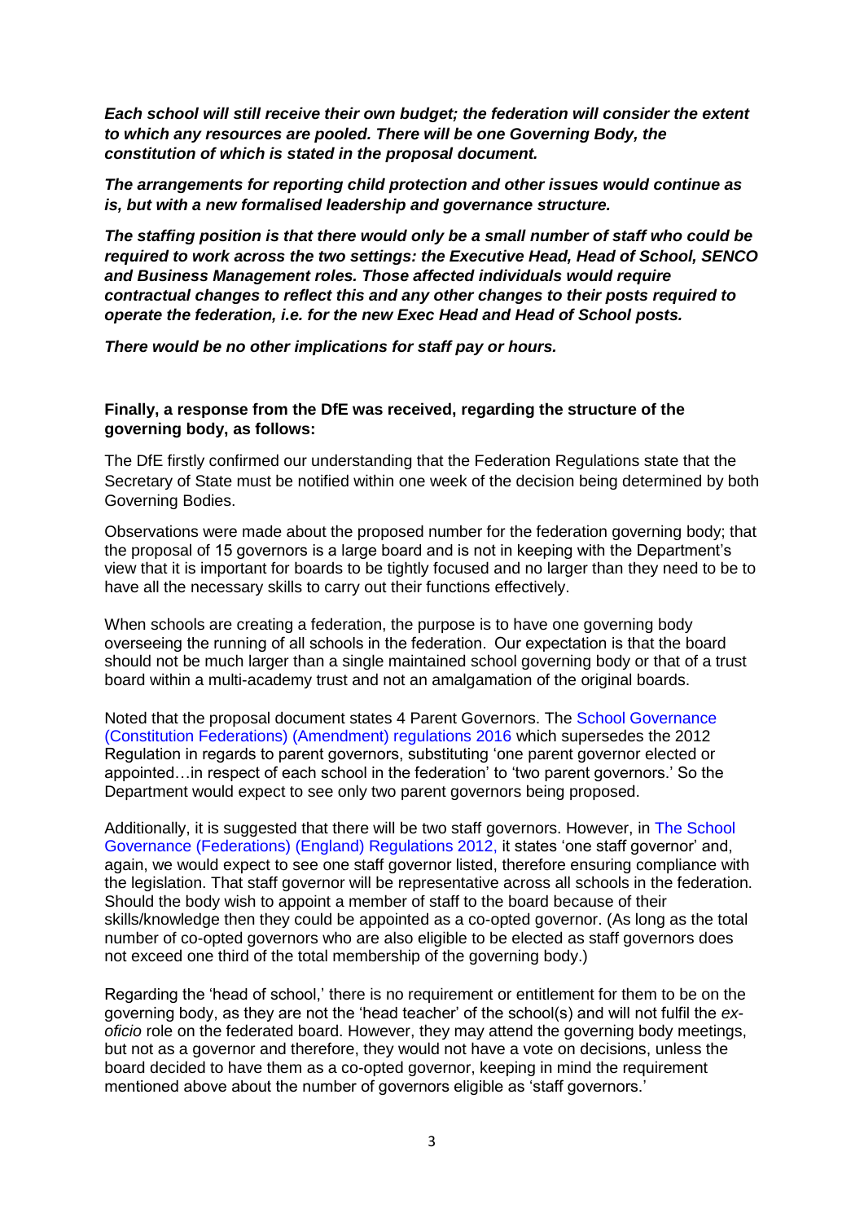***Each school will still receive their own budget; the federation will consider the extent to which any resources are pooled. There will be one Governing Body, the constitution of which is stated in the proposal document.***

***The arrangements for reporting child protection and other issues would continue as is, but with a new formalised leadership and governance structure.***

***The staffing position is that there would only be a small number of staff who could be required to work across the two settings: the Executive Head, Head of School, SENCO and Business Management roles. Those affected individuals would require contractual changes to reflect this and any other changes to their posts required to operate the federation, i.e. for the new Exec Head and Head of School posts.***

***There would be no other implications for staff pay or hours.***

**Finally, a response from the DfE was received, regarding the structure of the governing body, as follows:**

The DfE firstly confirmed our understanding that the Federation Regulations state that the Secretary of State must be notified within one week of the decision being determined by both Governing Bodies.

Observations were made about the proposed number for the federation governing body; that the proposal of 15 governors is a large board and is not in keeping with the Department's view that it is important for boards to be tightly focused and no larger than they need to be to have all the necessary skills to carry out their functions effectively.

When schools are creating a federation, the purpose is to have one governing body overseeing the running of all schools in the federation. Our expectation is that the board should not be much larger than a single maintained school governing body or that of a trust board within a multi-academy trust and not an amalgamation of the original boards.

Noted that the proposal document states 4 Parent Governors. The School Governance (Constitution Federations) (Amendment) regulations 2016 which supersedes the 2012 Regulation in regards to parent governors, substituting 'one parent governor elected or appointed…in respect of each school in the federation' to 'two parent governors.' So the Department would expect to see only two parent governors being proposed.

Additionally, it is suggested that there will be two staff governors. However, in The School Governance (Federations) (England) Regulations 2012, it states 'one staff governor' and, again, we would expect to see one staff governor listed, therefore ensuring compliance with the legislation. That staff governor will be representative across all schools in the federation. Should the body wish to appoint a member of staff to the board because of their skills/knowledge then they could be appointed as a co-opted governor. (As long as the total number of co-opted governors who are also eligible to be elected as staff governors does not exceed one third of the total membership of the governing body.)

Regarding the 'head of school,' there is no requirement or entitlement for them to be on the governing body, as they are not the 'head teacher' of the school(s) and will not fulfil the *ex-oficio* role on the federated board. However, they may attend the governing body meetings, but not as a governor and therefore, they would not have a vote on decisions, unless the board decided to have them as a co-opted governor, keeping in mind the requirement mentioned above about the number of governors eligible as 'staff governors.'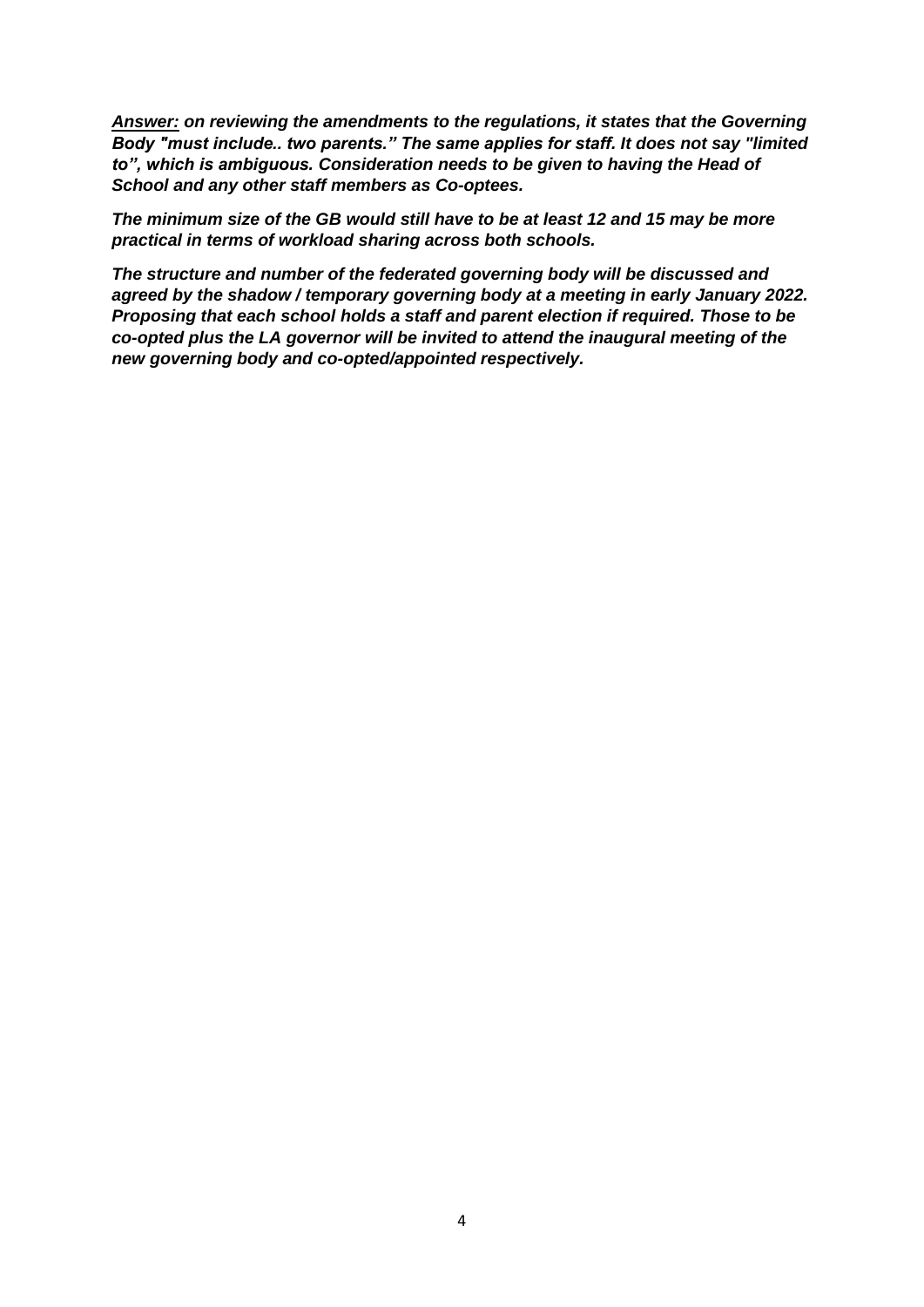***Answer:*** ***on reviewing the amendments to the regulations, it states that the Governing Body "must include.. two parents." The same applies for staff. It does not say "limited to", which is ambiguous. Consideration needs to be given to having the Head of School and any other staff members as Co-optees.***

***The minimum size of the GB would still have to be at least 12 and 15 may be more practical in terms of workload sharing across both schools.***

***The structure and number of the federated governing body will be discussed and agreed by the shadow / temporary governing body at a meeting in early January 2022. Proposing that each school holds a staff and parent election if required. Those to be co-opted plus the LA governor will be invited to attend the inaugural meeting of the new governing body and co-opted/appointed respectively.***